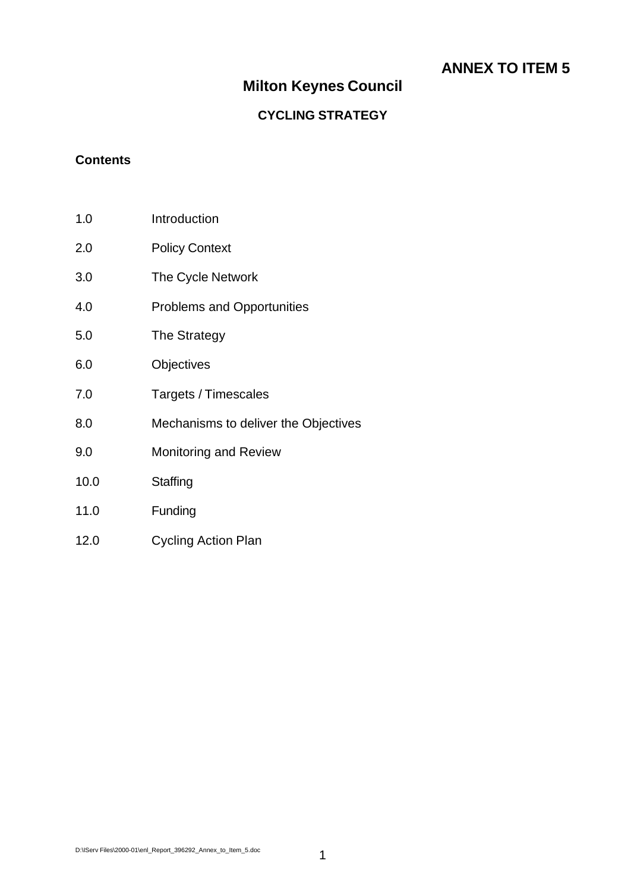**ANNEX TO ITEM 5**

# Milton Keynes Council

## CYCLING STRATEGY

**Contents**

| | |
|---|---|
| 1.0 | Introduction |
| 2.0 | Policy Context |
| 3.0 | The Cycle Network |
| 4.0 | Problems and Opportunities |
| 5.0 | The Strategy |
| 6.0 | Objectives |
| 7.0 | Targets / Timescales |
| 8.0 | Mechanisms to deliver the Objectives |
| 9.0 | Monitoring and Review |
| 10.0 | Staffing |
| 11.0 | Funding |
| 12.0 | Cycling Action Plan |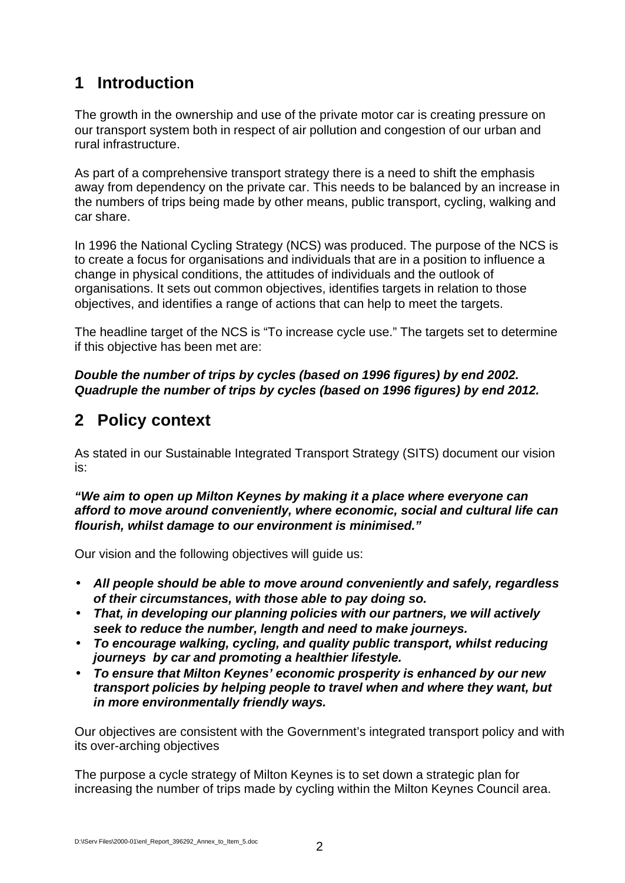# 1 Introduction

The growth in the ownership and use of the private motor car is creating pressure on our transport system both in respect of air pollution and congestion of our urban and rural infrastructure.

As part of a comprehensive transport strategy there is a need to shift the emphasis away from dependency on the private car. This needs to be balanced by an increase in the numbers of trips being made by other means, public transport, cycling, walking and car share.

In 1996 the National Cycling Strategy (NCS) was produced. The purpose of the NCS is to create a focus for organisations and individuals that are in a position to influence a change in physical conditions, the attitudes of individuals and the outlook of organisations. It sets out common objectives, identifies targets in relation to those objectives, and identifies a range of actions that can help to meet the targets.

The headline target of the NCS is "To increase cycle use." The targets set to determine if this objective has been met are:

***Double the number of trips by cycles (based on 1996 figures) by end 2002.***
***Quadruple the number of trips by cycles (based on 1996 figures) by end 2012.***

# 2 Policy context

As stated in our Sustainable Integrated Transport Strategy (SITS) document our vision is:

***"We aim to open up Milton Keynes by making it a place where everyone can afford to move around conveniently, where economic, social and cultural life can flourish, whilst damage to our environment is minimised."***

Our vision and the following objectives will guide us:

- ***All people should be able to move around conveniently and safely, regardless of their circumstances, with those able to pay doing so.***
- ***That, in developing our planning policies with our partners, we will actively seek to reduce the number, length and need to make journeys.***
- ***To encourage walking, cycling, and quality public transport, whilst reducing journeys by car and promoting a healthier lifestyle.***
- ***To ensure that Milton Keynes' economic prosperity is enhanced by our new transport policies by helping people to travel when and where they want, but in more environmentally friendly ways.***

Our objectives are consistent with the Government's integrated transport policy and with its over-arching objectives

The purpose a cycle strategy of Milton Keynes is to set down a strategic plan for increasing the number of trips made by cycling within the Milton Keynes Council area.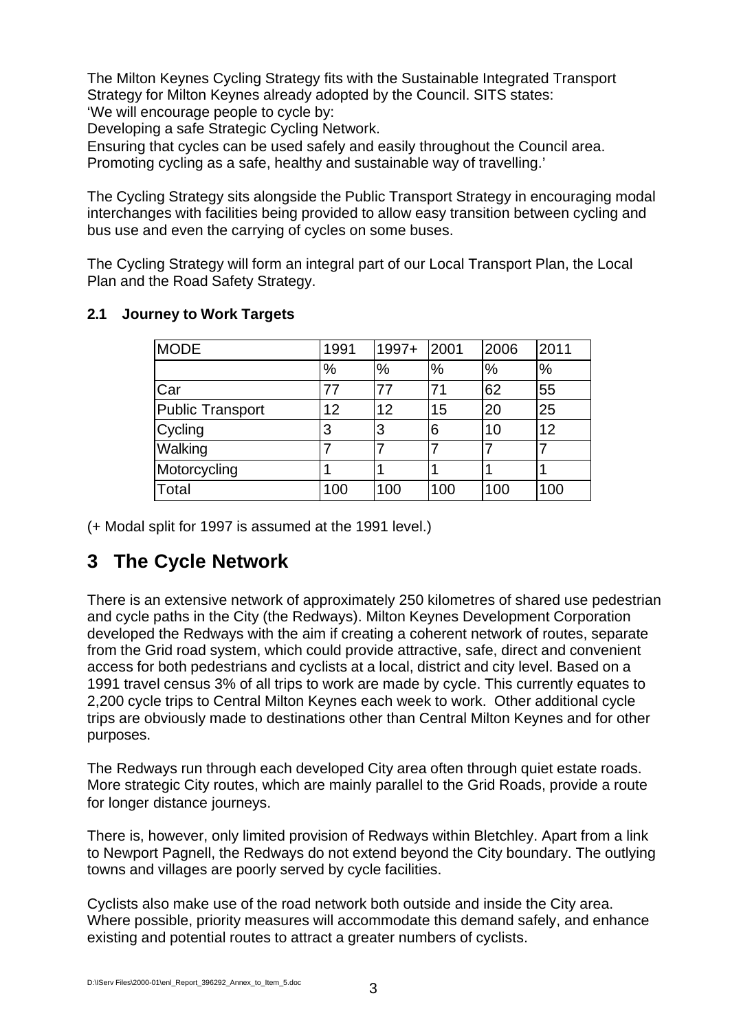The Milton Keynes Cycling Strategy fits with the Sustainable Integrated Transport Strategy for Milton Keynes already adopted by the Council. SITS states:
'We will encourage people to cycle by:
Developing a safe Strategic Cycling Network.
Ensuring that cycles can be used safely and easily throughout the Council area.
Promoting cycling as a safe, healthy and sustainable way of travelling.'

The Cycling Strategy sits alongside the Public Transport Strategy in encouraging modal interchanges with facilities being provided to allow easy transition between cycling and bus use and even the carrying of cycles on some buses.

The Cycling Strategy will form an integral part of our Local Transport Plan, the Local Plan and the Road Safety Strategy.

### 2.1 Journey to Work Targets

| MODE | 1991 | 1997+ | 2001 | 2006 | 2011 |
|---|---|---|---|---|---|
| | % | % | % | % | % |
| Car | 77 | 77 | 71 | 62 | 55 |
| Public Transport | 12 | 12 | 15 | 20 | 25 |
| Cycling | 3 | 3 | 6 | 10 | 12 |
| Walking | 7 | 7 | 7 | 7 | 7 |
| Motorcycling | 1 | 1 | 1 | 1 | 1 |
| Total | 100 | 100 | 100 | 100 | 100 |

(+ Modal split for 1997 is assumed at the 1991 level.)

# 3 The Cycle Network

There is an extensive network of approximately 250 kilometres of shared use pedestrian and cycle paths in the City (the Redways). Milton Keynes Development Corporation developed the Redways with the aim if creating a coherent network of routes, separate from the Grid road system, which could provide attractive, safe, direct and convenient access for both pedestrians and cyclists at a local, district and city level. Based on a 1991 travel census 3% of all trips to work are made by cycle. This currently equates to 2,200 cycle trips to Central Milton Keynes each week to work. Other additional cycle trips are obviously made to destinations other than Central Milton Keynes and for other purposes.

The Redways run through each developed City area often through quiet estate roads. More strategic City routes, which are mainly parallel to the Grid Roads, provide a route for longer distance journeys.

There is, however, only limited provision of Redways within Bletchley. Apart from a link to Newport Pagnell, the Redways do not extend beyond the City boundary. The outlying towns and villages are poorly served by cycle facilities.

Cyclists also make use of the road network both outside and inside the City area. Where possible, priority measures will accommodate this demand safely, and enhance existing and potential routes to attract a greater numbers of cyclists.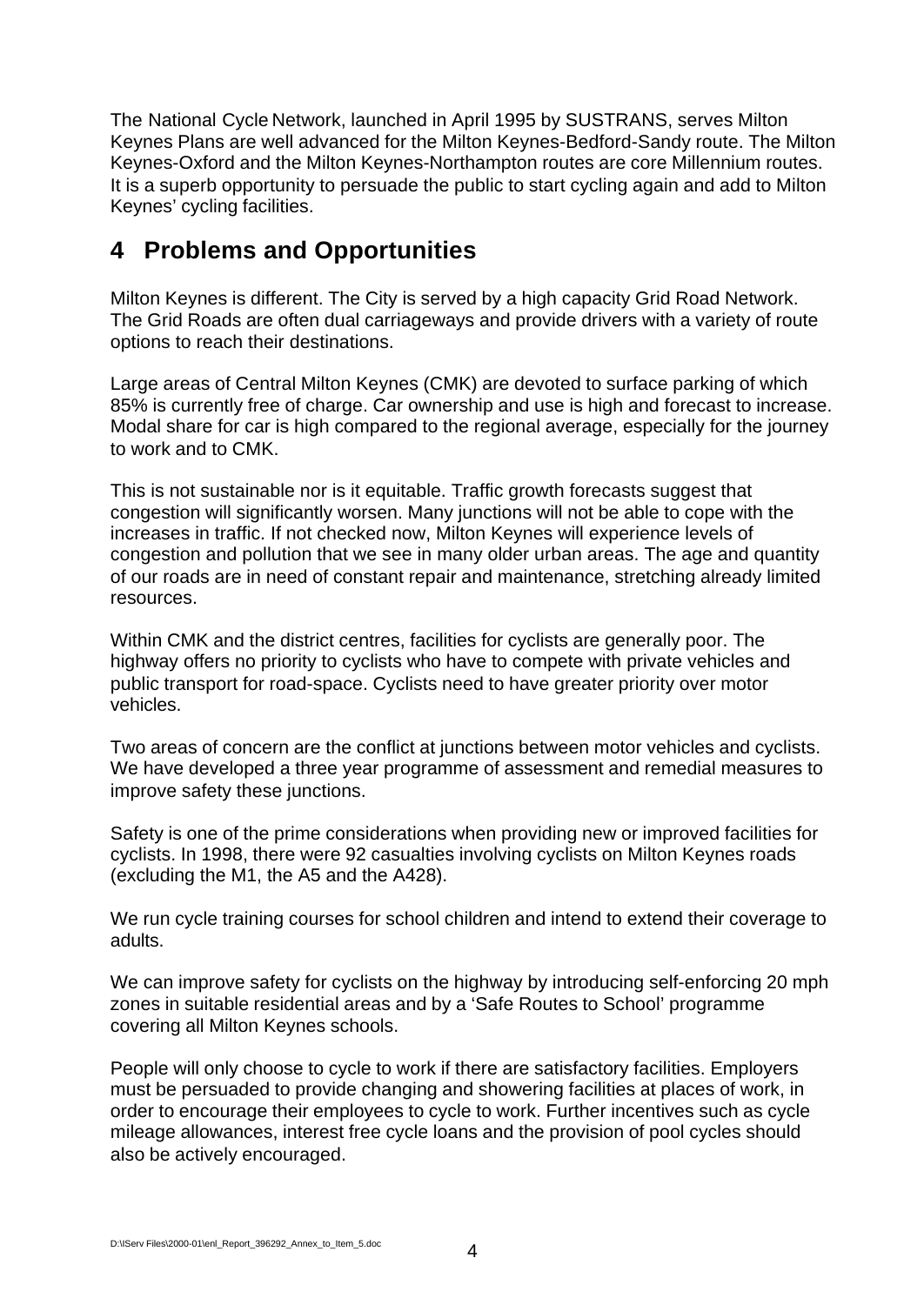The National Cycle Network, launched in April 1995 by SUSTRANS, serves Milton Keynes Plans are well advanced for the Milton Keynes-Bedford-Sandy route. The Milton Keynes-Oxford and the Milton Keynes-Northampton routes are core Millennium routes. It is a superb opportunity to persuade the public to start cycling again and add to Milton Keynes' cycling facilities.

# 4 Problems and Opportunities

Milton Keynes is different. The City is served by a high capacity Grid Road Network. The Grid Roads are often dual carriageways and provide drivers with a variety of route options to reach their destinations.

Large areas of Central Milton Keynes (CMK) are devoted to surface parking of which 85% is currently free of charge. Car ownership and use is high and forecast to increase. Modal share for car is high compared to the regional average, especially for the journey to work and to CMK.

This is not sustainable nor is it equitable. Traffic growth forecasts suggest that congestion will significantly worsen. Many junctions will not be able to cope with the increases in traffic. If not checked now, Milton Keynes will experience levels of congestion and pollution that we see in many older urban areas. The age and quantity of our roads are in need of constant repair and maintenance, stretching already limited resources.

Within CMK and the district centres, facilities for cyclists are generally poor. The highway offers no priority to cyclists who have to compete with private vehicles and public transport for road-space. Cyclists need to have greater priority over motor vehicles.

Two areas of concern are the conflict at junctions between motor vehicles and cyclists. We have developed a three year programme of assessment and remedial measures to improve safety these junctions.

Safety is one of the prime considerations when providing new or improved facilities for cyclists. In 1998, there were 92 casualties involving cyclists on Milton Keynes roads (excluding the M1, the A5 and the A428).

We run cycle training courses for school children and intend to extend their coverage to adults.

We can improve safety for cyclists on the highway by introducing self-enforcing 20 mph zones in suitable residential areas and by a 'Safe Routes to School' programme covering all Milton Keynes schools.

People will only choose to cycle to work if there are satisfactory facilities. Employers must be persuaded to provide changing and showering facilities at places of work, in order to encourage their employees to cycle to work. Further incentives such as cycle mileage allowances, interest free cycle loans and the provision of pool cycles should also be actively encouraged.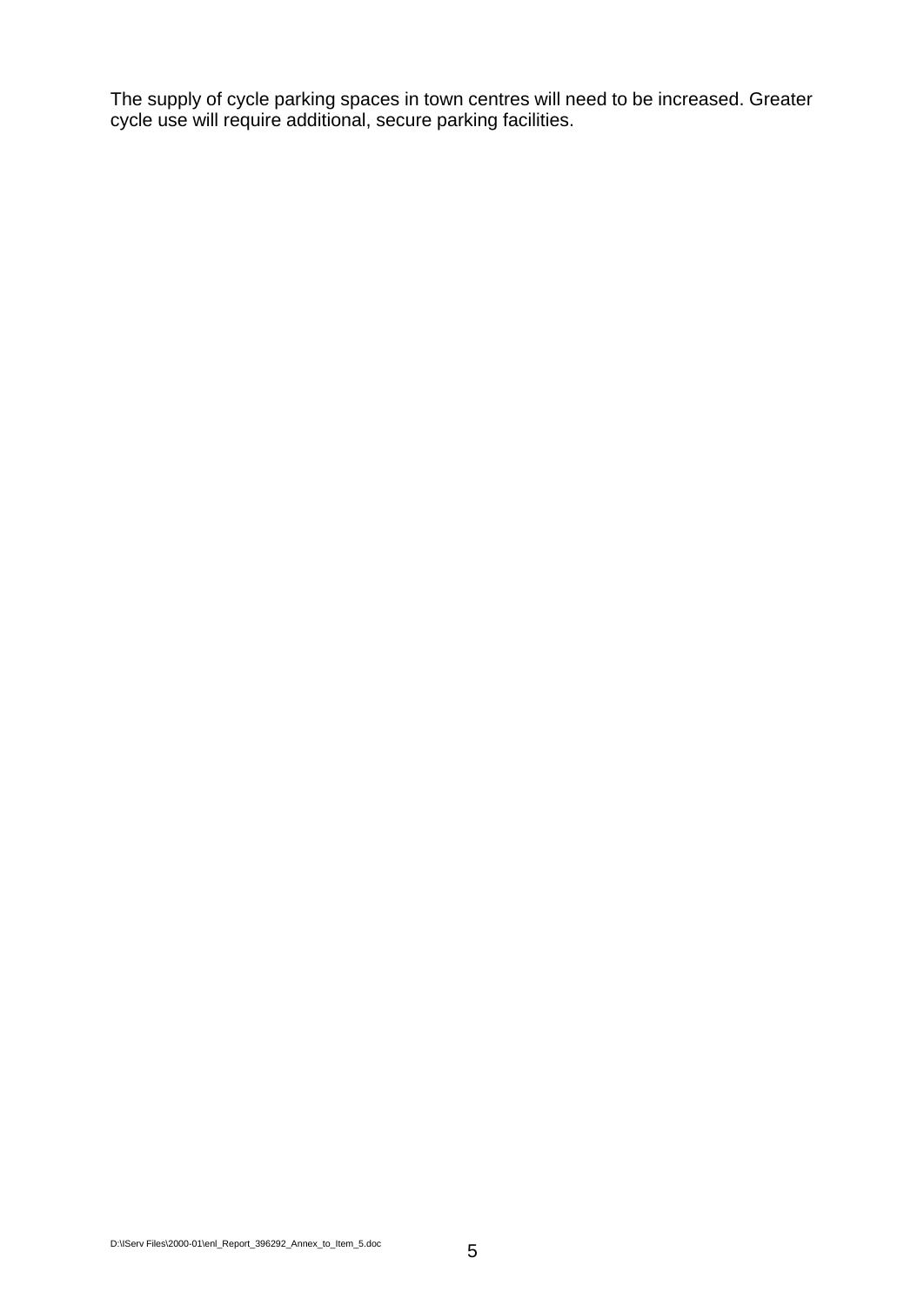The supply of cycle parking spaces in town centres will need to be increased. Greater cycle use will require additional, secure parking facilities.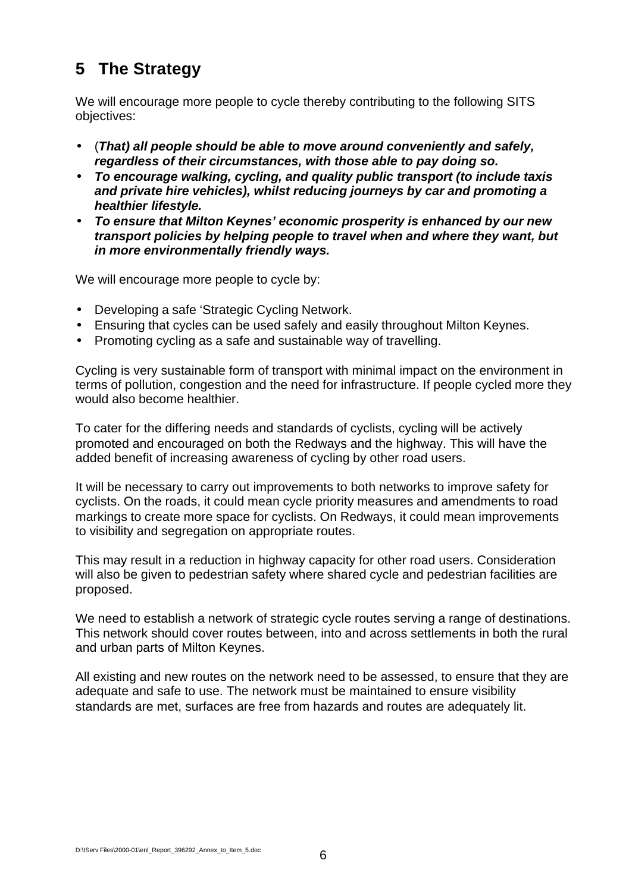## 5 The Strategy

We will encourage more people to cycle thereby contributing to the following SITS objectives:

- (***That) all people should be able to move around conveniently and safely, regardless of their circumstances, with those able to pay doing so.***
- ***To encourage walking, cycling, and quality public transport (to include taxis and private hire vehicles), whilst reducing journeys by car and promoting a healthier lifestyle.***
- ***To ensure that Milton Keynes' economic prosperity is enhanced by our new transport policies by helping people to travel when and where they want, but in more environmentally friendly ways.***

We will encourage more people to cycle by:

- Developing a safe 'Strategic Cycling Network.
- Ensuring that cycles can be used safely and easily throughout Milton Keynes.
- Promoting cycling as a safe and sustainable way of travelling.

Cycling is very sustainable form of transport with minimal impact on the environment in terms of pollution, congestion and the need for infrastructure. If people cycled more they would also become healthier.

To cater for the differing needs and standards of cyclists, cycling will be actively promoted and encouraged on both the Redways and the highway. This will have the added benefit of increasing awareness of cycling by other road users.

It will be necessary to carry out improvements to both networks to improve safety for cyclists. On the roads, it could mean cycle priority measures and amendments to road markings to create more space for cyclists. On Redways, it could mean improvements to visibility and segregation on appropriate routes.

This may result in a reduction in highway capacity for other road users. Consideration will also be given to pedestrian safety where shared cycle and pedestrian facilities are proposed.

We need to establish a network of strategic cycle routes serving a range of destinations. This network should cover routes between, into and across settlements in both the rural and urban parts of Milton Keynes.

All existing and new routes on the network need to be assessed, to ensure that they are adequate and safe to use. The network must be maintained to ensure visibility standards are met, surfaces are free from hazards and routes are adequately lit.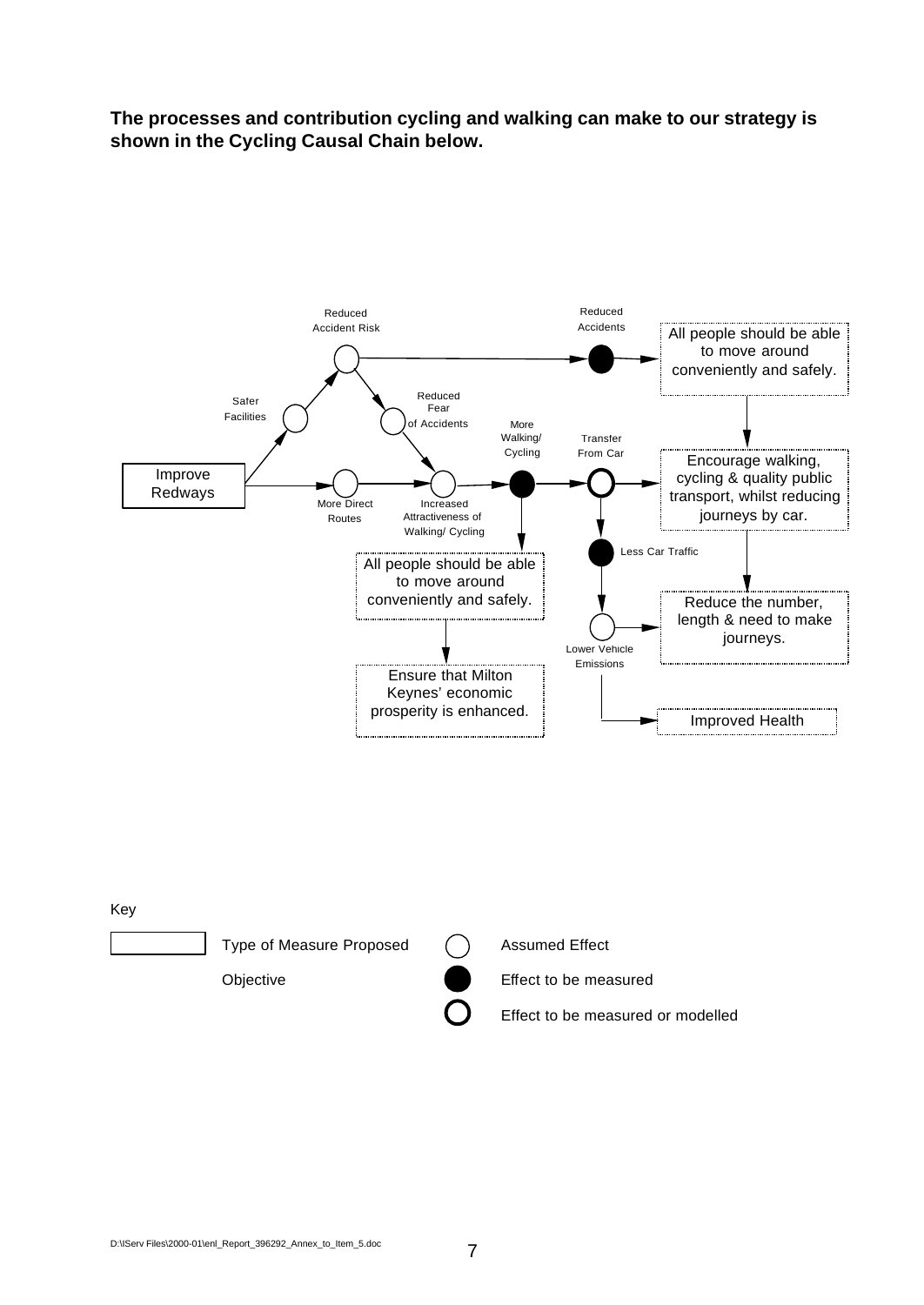**The processes and contribution cycling and walking can make to our strategy is shown in the Cycling Causal Chain below.**

Reduced Accident Risk

Reduced Accidents

All people should be able to move around conveniently and safely.

Safer Facilities

Reduced Fear of Accidents

More Walking/ Cycling

Transfer From Car

Encourage walking, cycling & quality public transport, whilst reducing journeys by car.

Improve Redways

More Direct Routes

Increased Attractiveness of Walking/ Cycling

Less Car Traffic

All people should be able to move around conveniently and safely.

Reduce the number, length & need to make journeys.

Lower Vehicle Emissions

Ensure that Milton Keynes' economic prosperity is enhanced.

Improved Health

Key

Type of Measure Proposed

Objective

Assumed Effect

Effect to be measured

Effect to be measured or modelled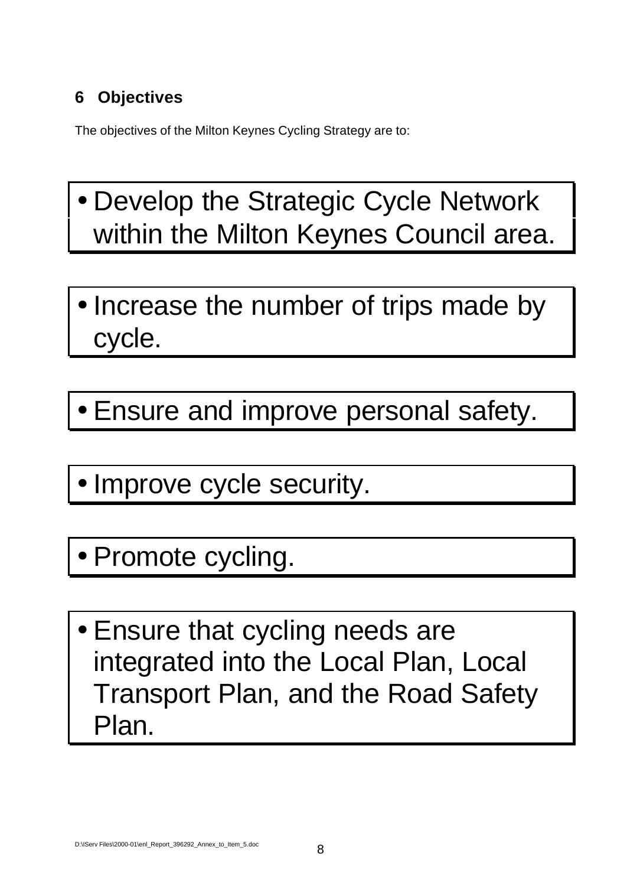## 6 Objectives

The objectives of the Milton Keynes Cycling Strategy are to:

- Develop the Strategic Cycle Network within the Milton Keynes Council area.

- Increase the number of trips made by cycle.

- Ensure and improve personal safety.

- Improve cycle security.

- Promote cycling.

- Ensure that cycling needs are integrated into the Local Plan, Local Transport Plan, and the Road Safety Plan.

D:\IServ Files\2000-01\enl_Report_396292_Annex_to_Item_5.doc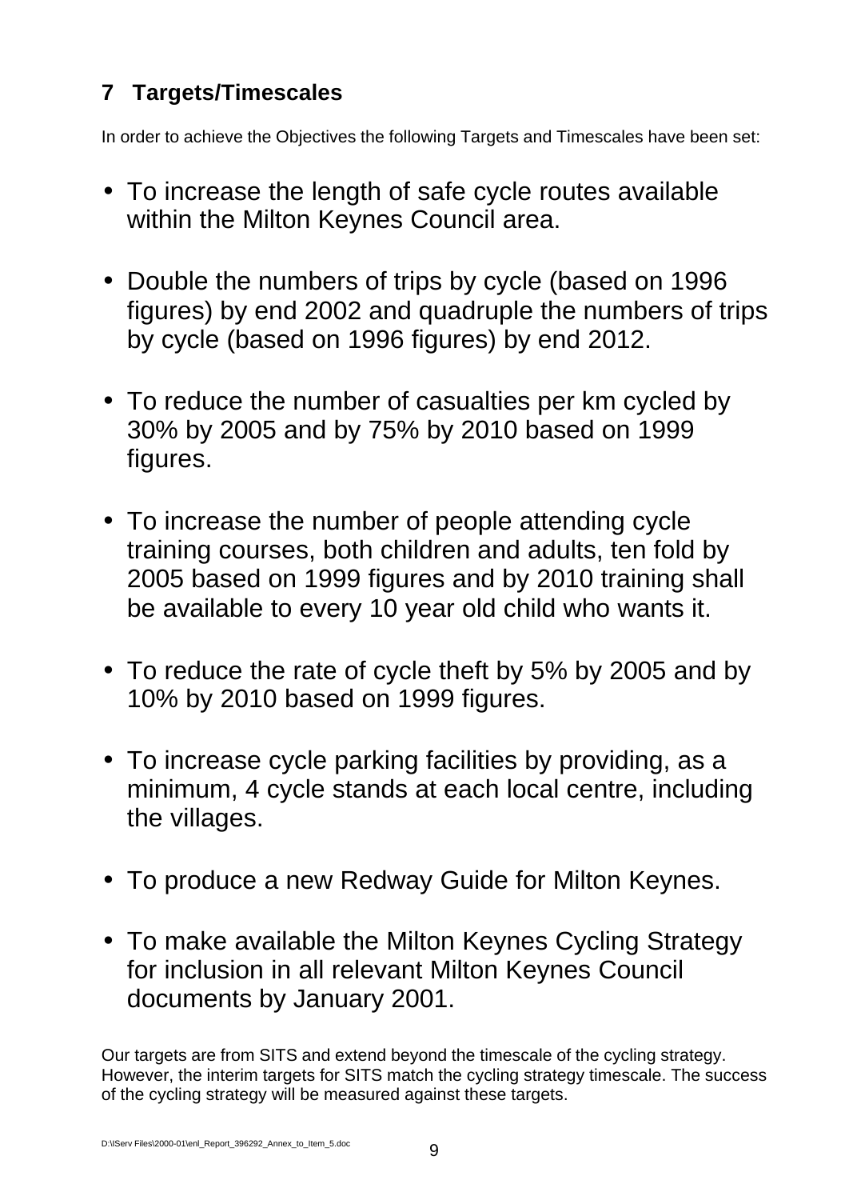## 7 Targets/Timescales

In order to achieve the Objectives the following Targets and Timescales have been set:

- To increase the length of safe cycle routes available within the Milton Keynes Council area.
- Double the numbers of trips by cycle (based on 1996 figures) by end 2002 and quadruple the numbers of trips by cycle (based on 1996 figures) by end 2012.
- To reduce the number of casualties per km cycled by 30% by 2005 and by 75% by 2010 based on 1999 figures.
- To increase the number of people attending cycle training courses, both children and adults, ten fold by 2005 based on 1999 figures and by 2010 training shall be available to every 10 year old child who wants it.
- To reduce the rate of cycle theft by 5% by 2005 and by 10% by 2010 based on 1999 figures.
- To increase cycle parking facilities by providing, as a minimum, 4 cycle stands at each local centre, including the villages.
- To produce a new Redway Guide for Milton Keynes.
- To make available the Milton Keynes Cycling Strategy for inclusion in all relevant Milton Keynes Council documents by January 2001.

Our targets are from SITS and extend beyond the timescale of the cycling strategy. However, the interim targets for SITS match the cycling strategy timescale. The success of the cycling strategy will be measured against these targets.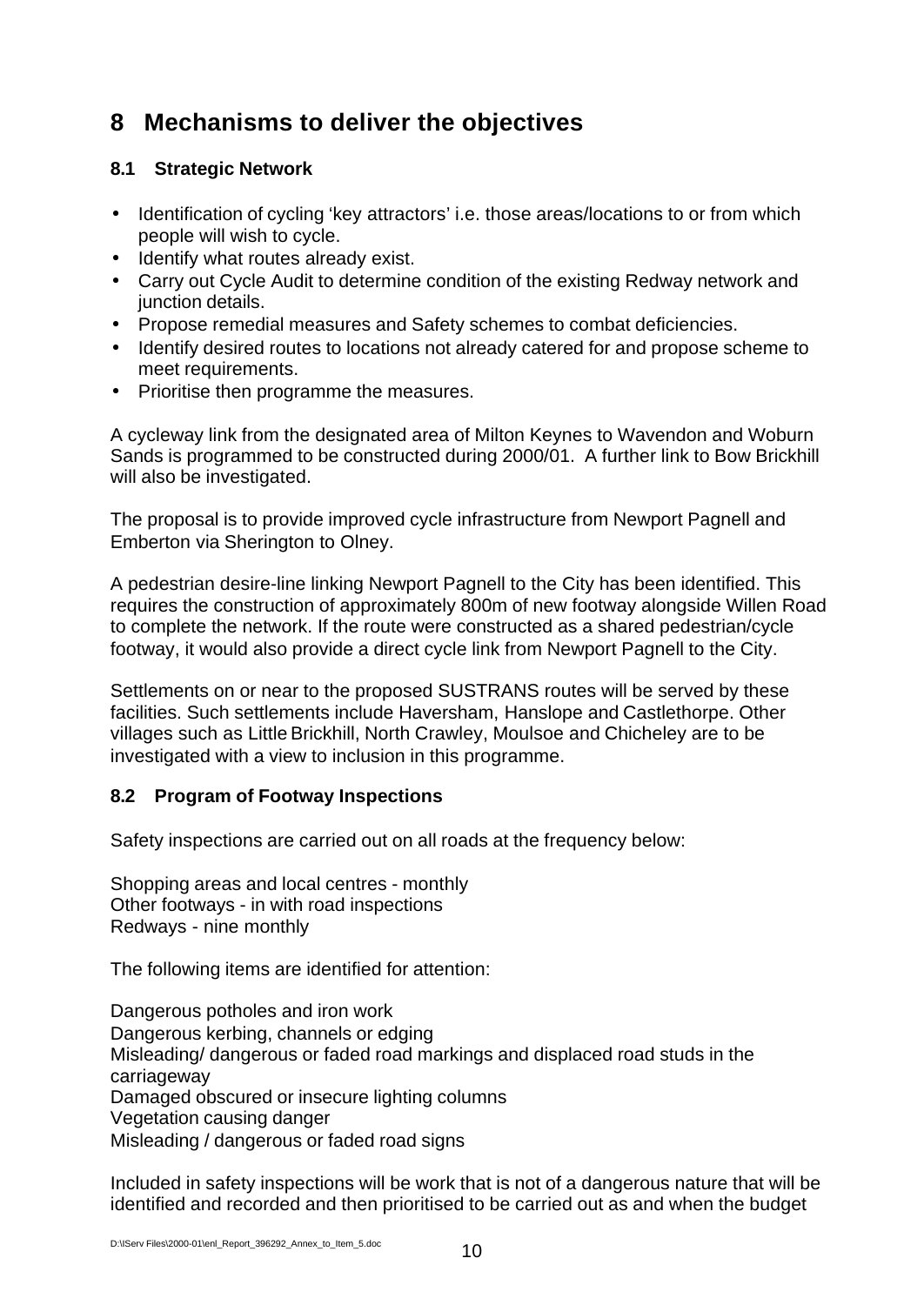# 8 Mechanisms to deliver the objectives

## 8.1 Strategic Network

- Identification of cycling ‘key attractors’ i.e. those areas/locations to or from which people will wish to cycle.
- Identify what routes already exist.
- Carry out Cycle Audit to determine condition of the existing Redway network and junction details.
- Propose remedial measures and Safety schemes to combat deficiencies.
- Identify desired routes to locations not already catered for and propose scheme to meet requirements.
- Prioritise then programme the measures.

A cycleway link from the designated area of Milton Keynes to Wavendon and Woburn Sands is programmed to be constructed during 2000/01. A further link to Bow Brickhill will also be investigated.

The proposal is to provide improved cycle infrastructure from Newport Pagnell and Emberton via Sherington to Olney.

A pedestrian desire-line linking Newport Pagnell to the City has been identified. This requires the construction of approximately 800m of new footway alongside Willen Road to complete the network. If the route were constructed as a shared pedestrian/cycle footway, it would also provide a direct cycle link from Newport Pagnell to the City.

Settlements on or near to the proposed SUSTRANS routes will be served by these facilities. Such settlements include Haversham, Hanslope and Castlethorpe. Other villages such as Little Brickhill, North Crawley, Moulsoe and Chicheley are to be investigated with a view to inclusion in this programme.

## 8.2 Program of Footway Inspections

Safety inspections are carried out on all roads at the frequency below:

Shopping areas and local centres - monthly
Other footways - in with road inspections
Redways - nine monthly

The following items are identified for attention:

Dangerous potholes and iron work
Dangerous kerbing, channels or edging
Misleading/ dangerous or faded road markings and displaced road studs in the carriageway
Damaged obscured or insecure lighting columns
Vegetation causing danger
Misleading / dangerous or faded road signs

Included in safety inspections will be work that is not of a dangerous nature that will be identified and recorded and then prioritised to be carried out as and when the budget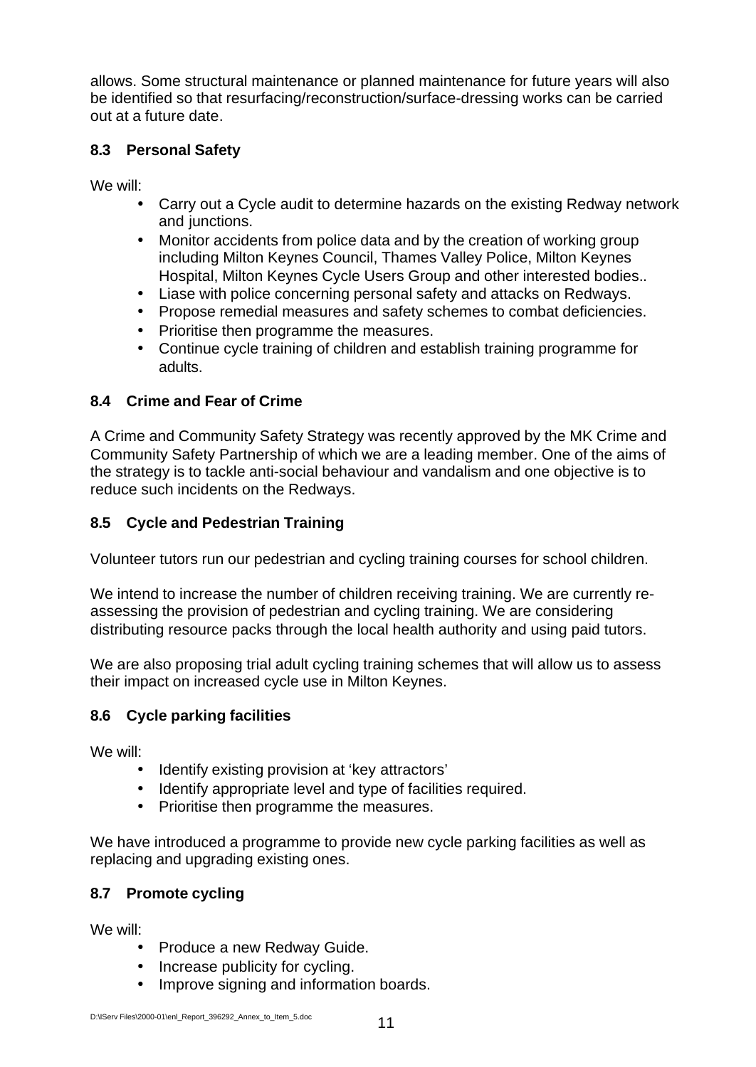allows. Some structural maintenance or planned maintenance for future years will also be identified so that resurfacing/reconstruction/surface-dressing works can be carried out at a future date.

### 8.3 Personal Safety

We will:

- Carry out a Cycle audit to determine hazards on the existing Redway network and junctions.
- Monitor accidents from police data and by the creation of working group including Milton Keynes Council, Thames Valley Police, Milton Keynes Hospital, Milton Keynes Cycle Users Group and other interested bodies..
- Liase with police concerning personal safety and attacks on Redways.
- Propose remedial measures and safety schemes to combat deficiencies.
- Prioritise then programme the measures.
- Continue cycle training of children and establish training programme for adults.

### 8.4 Crime and Fear of Crime

A Crime and Community Safety Strategy was recently approved by the MK Crime and Community Safety Partnership of which we are a leading member. One of the aims of the strategy is to tackle anti-social behaviour and vandalism and one objective is to reduce such incidents on the Redways.

### 8.5 Cycle and Pedestrian Training

Volunteer tutors run our pedestrian and cycling training courses for school children.

We intend to increase the number of children receiving training. We are currently re-assessing the provision of pedestrian and cycling training. We are considering distributing resource packs through the local health authority and using paid tutors.

We are also proposing trial adult cycling training schemes that will allow us to assess their impact on increased cycle use in Milton Keynes.

### 8.6 Cycle parking facilities

We will:

- Identify existing provision at 'key attractors'
- Identify appropriate level and type of facilities required.
- Prioritise then programme the measures.

We have introduced a programme to provide new cycle parking facilities as well as replacing and upgrading existing ones.

### 8.7 Promote cycling

We will:

- Produce a new Redway Guide.
- Increase publicity for cycling.
- Improve signing and information boards.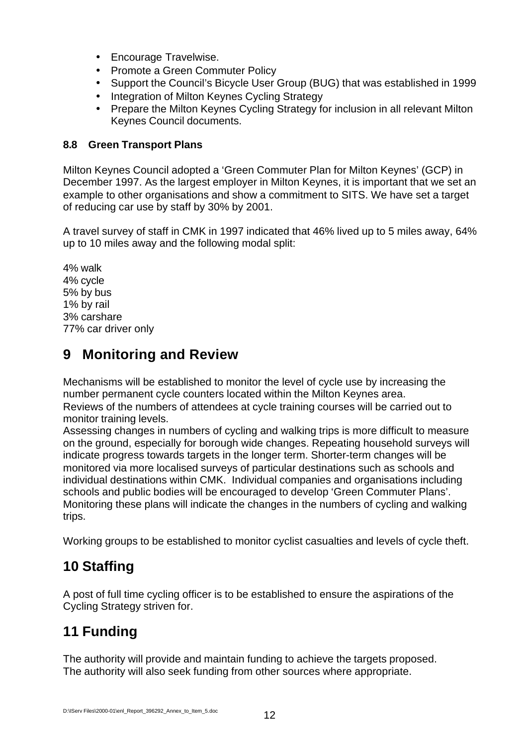- Encourage Travelwise.
- Promote a Green Commuter Policy
- Support the Council's Bicycle User Group (BUG) that was established in 1999
- Integration of Milton Keynes Cycling Strategy
- Prepare the Milton Keynes Cycling Strategy for inclusion in all relevant Milton Keynes Council documents.

### 8.8 Green Transport Plans

Milton Keynes Council adopted a 'Green Commuter Plan for Milton Keynes' (GCP) in December 1997. As the largest employer in Milton Keynes, it is important that we set an example to other organisations and show a commitment to SITS. We have set a target of reducing car use by staff by 30% by 2001.

A travel survey of staff in CMK in 1997 indicated that 46% lived up to 5 miles away, 64% up to 10 miles away and the following modal split:

4% walk
4% cycle
5% by bus
1% by rail
3% carshare
77% car driver only

## 9 Monitoring and Review

Mechanisms will be established to monitor the level of cycle use by increasing the number permanent cycle counters located within the Milton Keynes area.
Reviews of the numbers of attendees at cycle training courses will be carried out to monitor training levels.
Assessing changes in numbers of cycling and walking trips is more difficult to measure on the ground, especially for borough wide changes. Repeating household surveys will indicate progress towards targets in the longer term. Shorter-term changes will be monitored via more localised surveys of particular destinations such as schools and individual destinations within CMK. Individual companies and organisations including schools and public bodies will be encouraged to develop 'Green Commuter Plans'. Monitoring these plans will indicate the changes in the numbers of cycling and walking trips.

Working groups to be established to monitor cyclist casualties and levels of cycle theft.

## 10 Staffing

A post of full time cycling officer is to be established to ensure the aspirations of the Cycling Strategy striven for.

## 11 Funding

The authority will provide and maintain funding to achieve the targets proposed.
The authority will also seek funding from other sources where appropriate.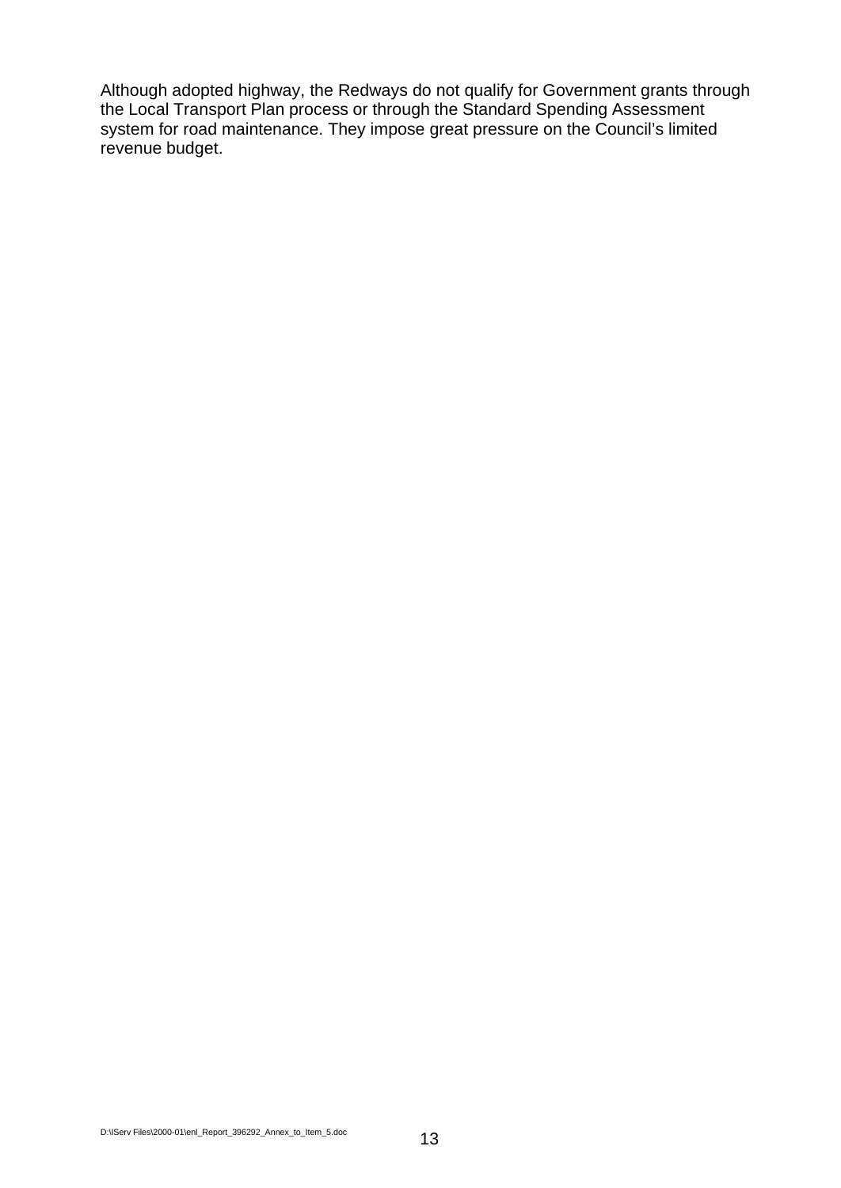Although adopted highway, the Redways do not qualify for Government grants through the Local Transport Plan process or through the Standard Spending Assessment system for road maintenance. They impose great pressure on the Council's limited revenue budget.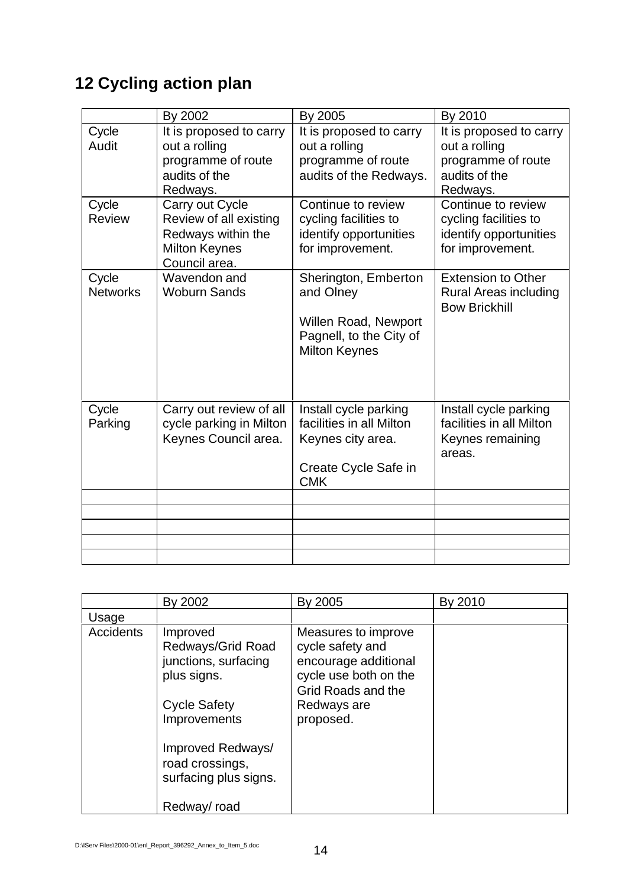## 12 Cycling action plan

| | By 2002 | By 2005 | By 2010 |
|---|---|---|---|
| Cycle Audit | It is proposed to carry out a rolling programme of route audits of the Redways. | It is proposed to carry out a rolling programme of route audits of the Redways. | It is proposed to carry out a rolling programme of route audits of the Redways. |
| Cycle Review | Carry out Cycle Review of all existing Redways within the Milton Keynes Council area. | Continue to review cycling facilities to identify opportunities for improvement. | Continue to review cycling facilities to identify opportunities for improvement. |
| Cycle Networks | Wavendon and Woburn Sands | Sherington, Emberton and Olney<br><br>Willen Road, Newport Pagnell, to the City of Milton Keynes | Extension to Other Rural Areas including Bow Brickhill |
| Cycle Parking | Carry out review of all cycle parking in Milton Keynes Council area. | Install cycle parking facilities in all Milton Keynes city area.<br><br>Create Cycle Safe in CMK | Install cycle parking facilities in all Milton Keynes remaining areas. |
| | | | |
| | | | |
| | | | |
| | | | |
| | | | |

| | By 2002 | By 2005 | By 2010 |
|---|---|---|---|
| Usage | | | |
| Accidents | Improved Redways/Grid Road junctions, surfacing plus signs.<br><br>Cycle Safety Improvements<br><br>Improved Redways/ road crossings, surfacing plus signs.<br><br>Redway/ road | Measures to improve cycle safety and encourage additional cycle use both on the Grid Roads and the Redways are proposed. | |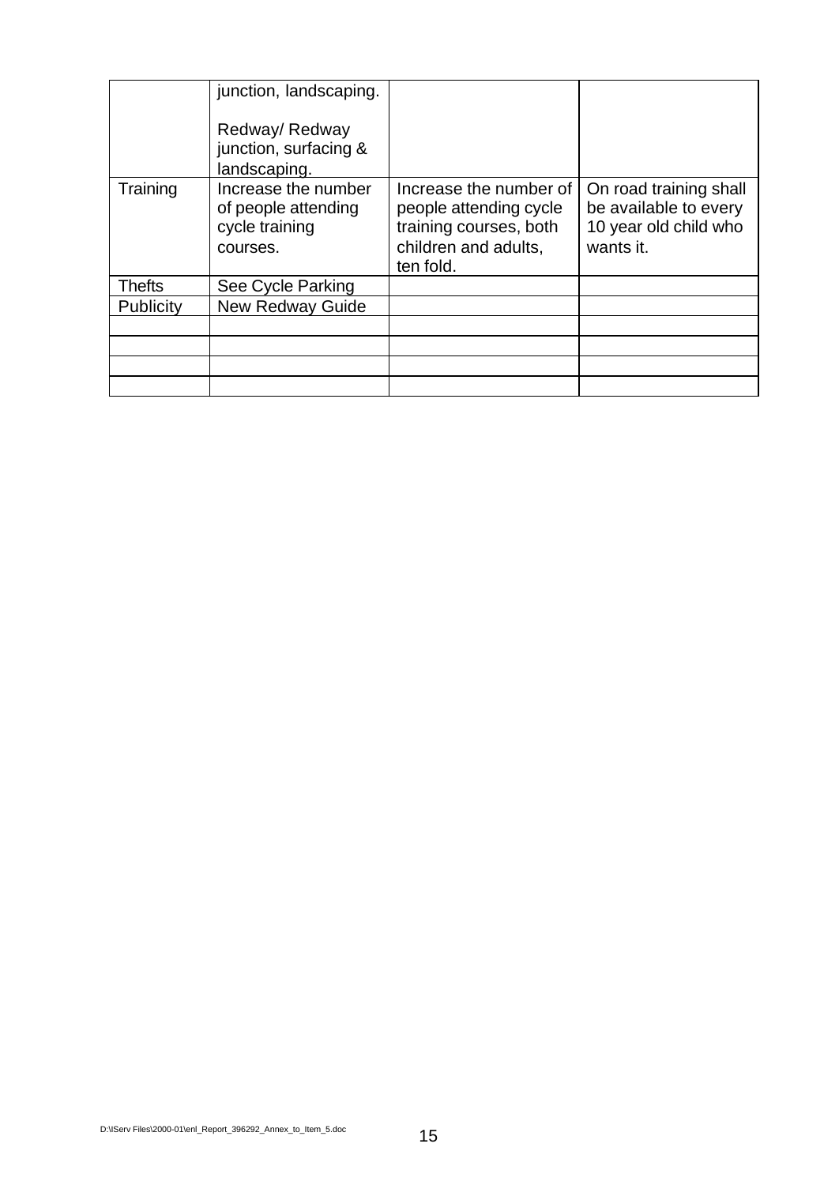| | | | |
|---|---|---|---|
| | junction, landscaping.<br><br>Redway/ Redway junction, surfacing & landscaping. | | |
| Training | Increase the number of people attending cycle training courses. | Increase the number of people attending cycle training courses, both children and adults, ten fold. | On road training shall be available to every 10 year old child who wants it. |
| Thefts | See Cycle Parking | | |
| Publicity | New Redway Guide | | |
| | | | |
| | | | |
| | | | |
| | | | |

D:\IServ Files\2000-01\enl_Report_396292_Annex_to_Item_5.doc